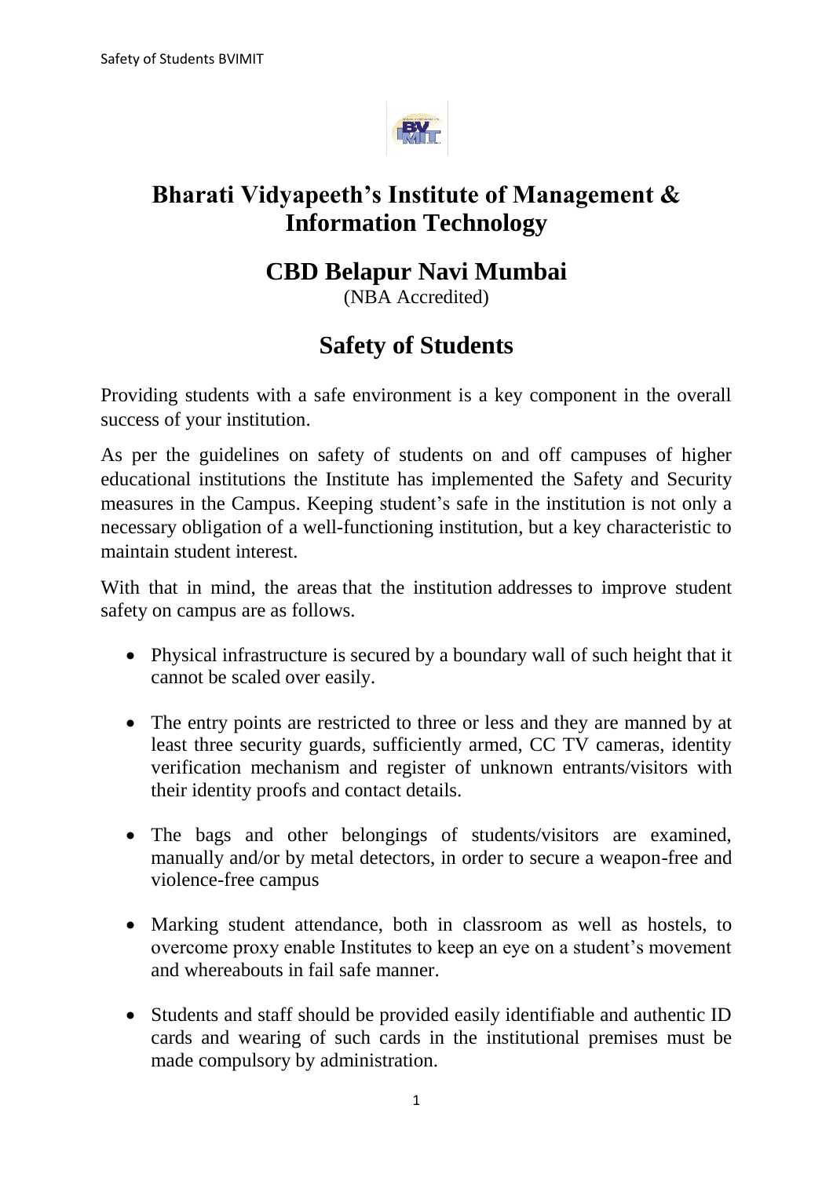# Bharati Vidyapeeth's Institute of Management & Information Technology

## CBD Belapur Navi Mumbai

(NBA Accredited)

## Safety of Students

Providing students with a safe environment is a key component in the overall success of your institution.

As per the guidelines on safety of students on and off campuses of higher educational institutions the Institute has implemented the Safety and Security measures in the Campus. Keeping student's safe in the institution is not only a necessary obligation of a well-functioning institution, but a key characteristic to maintain student interest.

With that in mind, the areas that the institution addresses to improve student safety on campus are as follows.

- Physical infrastructure is secured by a boundary wall of such height that it cannot be scaled over easily.
- The entry points are restricted to three or less and they are manned by at least three security guards, sufficiently armed, CC TV cameras, identity verification mechanism and register of unknown entrants/visitors with their identity proofs and contact details.
- The bags and other belongings of students/visitors are examined, manually and/or by metal detectors, in order to secure a weapon-free and violence-free campus
- Marking student attendance, both in classroom as well as hostels, to overcome proxy enable Institutes to keep an eye on a student's movement and whereabouts in fail safe manner.
- Students and staff should be provided easily identifiable and authentic ID cards and wearing of such cards in the institutional premises must be made compulsory by administration.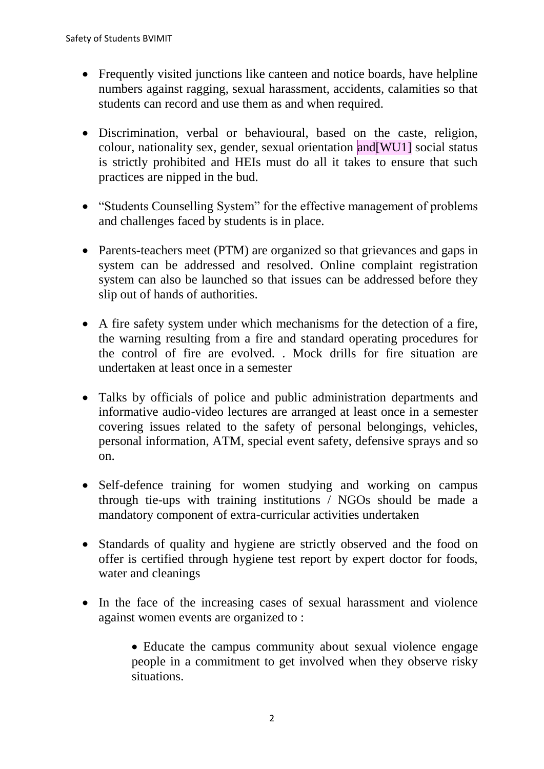- Frequently visited junctions like canteen and notice boards, have helpline numbers against ragging, sexual harassment, accidents, calamities so that students can record and use them as and when required.

- Discrimination, verbal or behavioural, based on the caste, religion, colour, nationality sex, gender, sexual orientation and[WU1] social status is strictly prohibited and HEIs must do all it takes to ensure that such practices are nipped in the bud.

- "Students Counselling System" for the effective management of problems and challenges faced by students is in place.

- Parents-teachers meet (PTM) are organized so that grievances and gaps in system can be addressed and resolved. Online complaint registration system can also be launched so that issues can be addressed before they slip out of hands of authorities.

- A fire safety system under which mechanisms for the detection of a fire, the warning resulting from a fire and standard operating procedures for the control of fire are evolved. . Mock drills for fire situation are undertaken at least once in a semester

- Talks by officials of police and public administration departments and informative audio-video lectures are arranged at least once in a semester covering issues related to the safety of personal belongings, vehicles, personal information, ATM, special event safety, defensive sprays and so on.

- Self-defence training for women studying and working on campus through tie-ups with training institutions / NGOs should be made a mandatory component of extra-curricular activities undertaken

- Standards of quality and hygiene are strictly observed and the food on offer is certified through hygiene test report by expert doctor for foods, water and cleanings

- In the face of the increasing cases of sexual harassment and violence against women events are organized to :

    - Educate the campus community about sexual violence engage people in a commitment to get involved when they observe risky situations.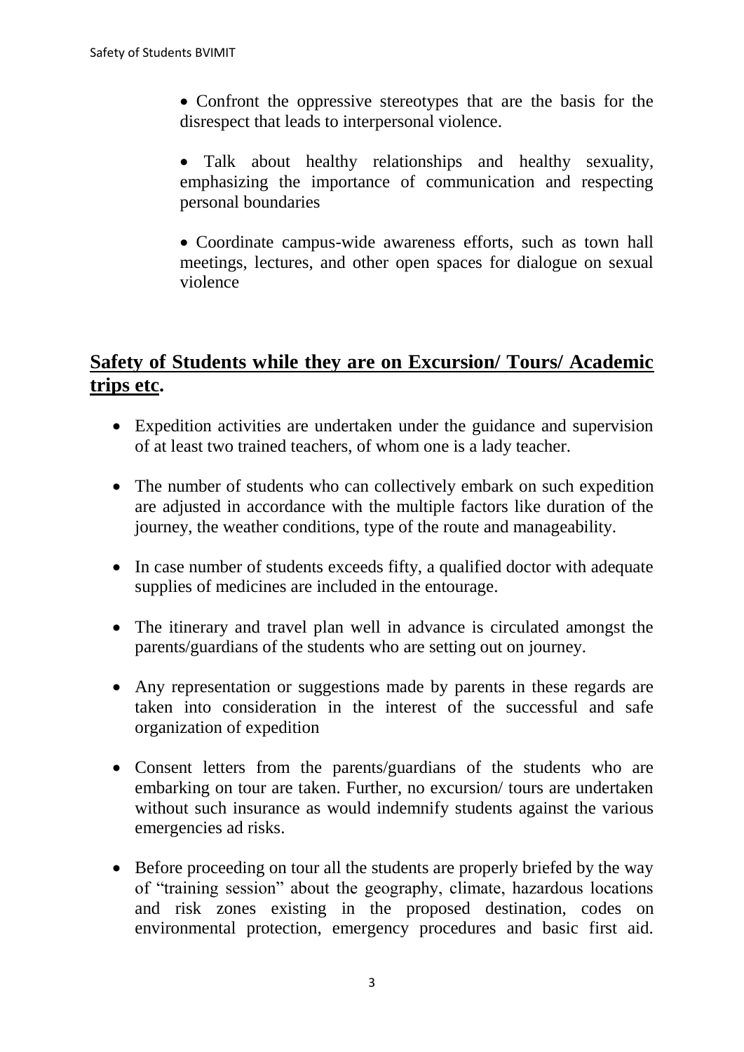- Confront the oppressive stereotypes that are the basis for the disrespect that leads to interpersonal violence.
- Talk about healthy relationships and healthy sexuality, emphasizing the importance of communication and respecting personal boundaries
- Coordinate campus-wide awareness efforts, such as town hall meetings, lectures, and other open spaces for dialogue on sexual violence

## **Safety of Students while they are on Excursion/ Tours/ Academic trips etc.**

- Expedition activities are undertaken under the guidance and supervision of at least two trained teachers, of whom one is a lady teacher.
- The number of students who can collectively embark on such expedition are adjusted in accordance with the multiple factors like duration of the journey, the weather conditions, type of the route and manageability.
- In case number of students exceeds fifty, a qualified doctor with adequate supplies of medicines are included in the entourage.
- The itinerary and travel plan well in advance is circulated amongst the parents/guardians of the students who are setting out on journey.
- Any representation or suggestions made by parents in these regards are taken into consideration in the interest of the successful and safe organization of expedition
- Consent letters from the parents/guardians of the students who are embarking on tour are taken. Further, no excursion/ tours are undertaken without such insurance as would indemnify students against the various emergencies ad risks.
- Before proceeding on tour all the students are properly briefed by the way of "training session" about the geography, climate, hazardous locations and risk zones existing in the proposed destination, codes on environmental protection, emergency procedures and basic first aid.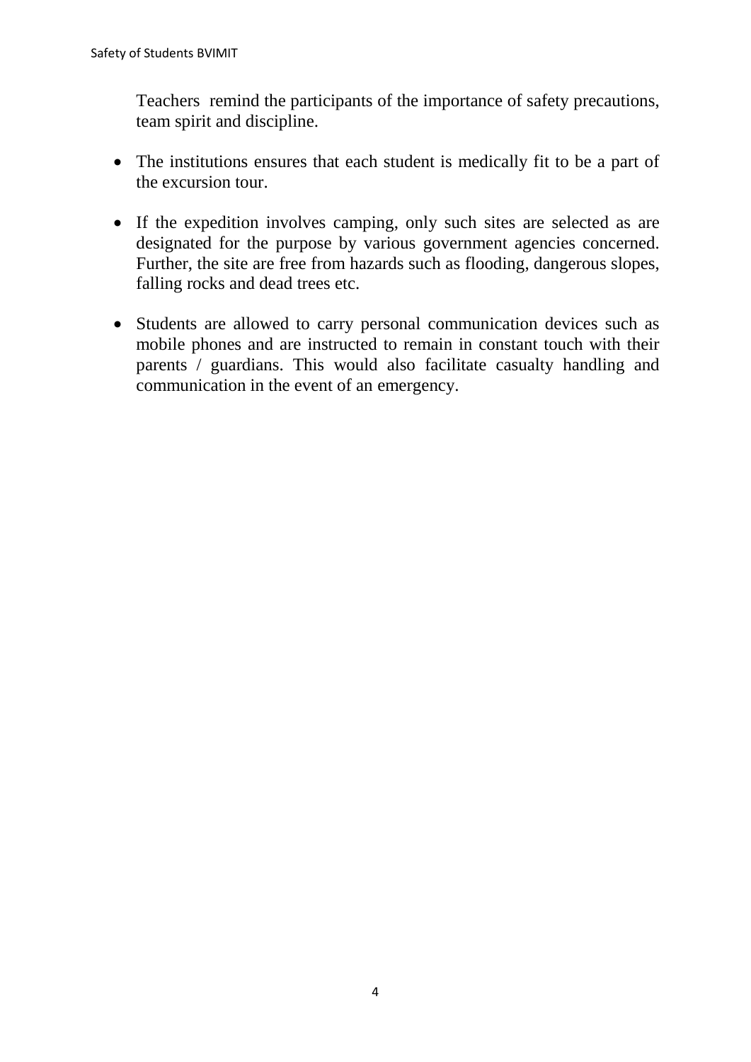Teachers remind the participants of the importance of safety precautions, team spirit and discipline.

- The institutions ensures that each student is medically fit to be a part of the excursion tour.
- If the expedition involves camping, only such sites are selected as are designated for the purpose by various government agencies concerned. Further, the site are free from hazards such as flooding, dangerous slopes, falling rocks and dead trees etc.
- Students are allowed to carry personal communication devices such as mobile phones and are instructed to remain in constant touch with their parents / guardians. This would also facilitate casualty handling and communication in the event of an emergency.